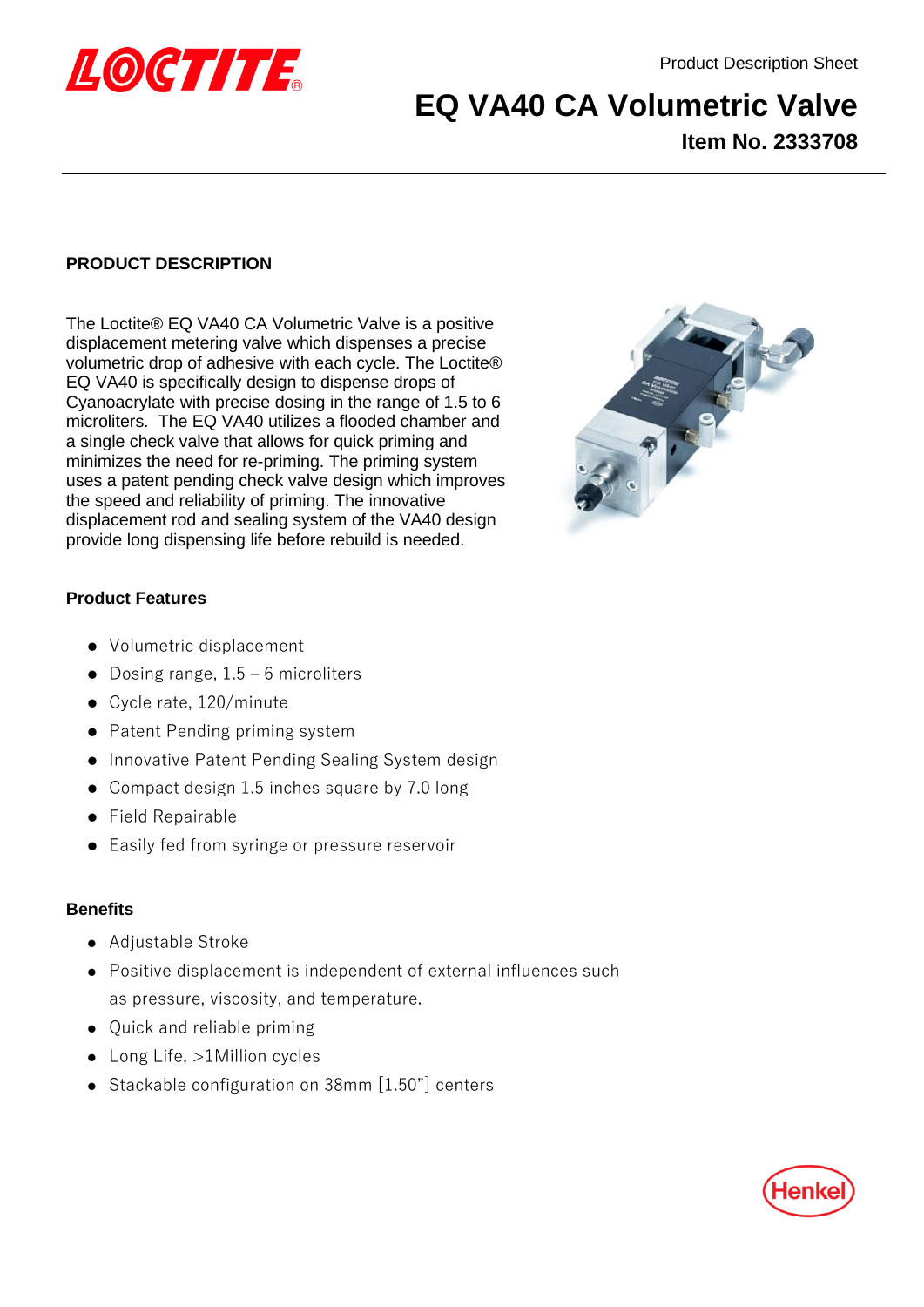Product Description Sheet

# EQ VA40 CA Volumetric Valve

**Item No. 2333708**

## PRODUCT DESCRIPTION

The Loctite® EQ VA40 CA Volumetric Valve is a positive displacement metering valve which dispenses a precise volumetric drop of adhesive with each cycle. The Loctite® EQ VA40 is specifically design to dispense drops of Cyanoacrylate with precise dosing in the range of 1.5 to 6 microliters. The EQ VA40 utilizes a flooded chamber and a single check valve that allows for quick priming and minimizes the need for re-priming. The priming system uses a patent pending check valve design which improves the speed and reliability of priming. The innovative displacement rod and sealing system of the VA40 design provide long dispensing life before rebuild is needed.

### Product Features

- Volumetric displacement
- Dosing range, 1.5 – 6 microliters
- Cycle rate, 120/minute
- Patent Pending priming system
- Innovative Patent Pending Sealing System design
- Compact design 1.5 inches square by 7.0 long
- Field Repairable
- Easily fed from syringe or pressure reservoir

### Benefits

- Adjustable Stroke
- Positive displacement is independent of external influences such as pressure, viscosity, and temperature.
- Quick and reliable priming
- Long Life, >1Million cycles
- Stackable configuration on 38mm [1.50"] centers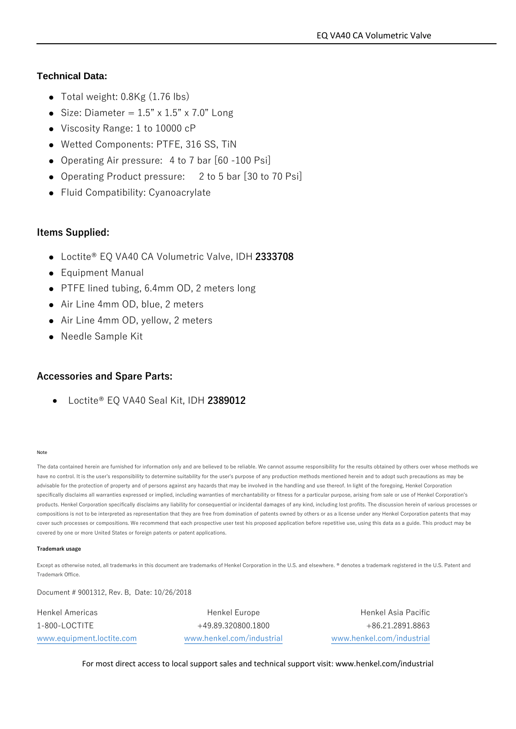### Technical Data:

- Total weight: 0.8Kg (1.76 lbs)
- Size: Diameter = 1.5" x 1.5" x 7.0" Long
- Viscosity Range: 1 to 10000 cP
- Wetted Components: PTFE, 316 SS, TiN
- Operating Air pressure: 4 to 7 bar [60 -100 Psi]
- Operating Product pressure: 2 to 5 bar [30 to 70 Psi]
- Fluid Compatibility: Cyanoacrylate

### Items Supplied:

- Loctite® EQ VA40 CA Volumetric Valve, IDH **2333708**
- Equipment Manual
- PTFE lined tubing, 6.4mm OD, 2 meters long
- Air Line 4mm OD, blue, 2 meters
- Air Line 4mm OD, yellow, 2 meters
- Needle Sample Kit

### Accessories and Spare Parts:

- Loctite® EQ VA40 Seal Kit, IDH **2389012**

**Note**

The data contained herein are furnished for information only and are believed to be reliable. We cannot assume responsibility for the results obtained by others over whose methods we have no control. It is the user's responsibility to determine suitability for the user's purpose of any production methods mentioned herein and to adopt such precautions as may be advisable for the protection of property and of persons against any hazards that may be involved in the handling and use thereof. In light of the foregoing, Henkel Corporation specifically disclaims all warranties expressed or implied, including warranties of merchantability or fitness for a particular purpose, arising from sale or use of Henkel Corporation's products. Henkel Corporation specifically disclaims any liability for consequential or incidental damages of any kind, including lost profits. The discussion herein of various processes or compositions is not to be interpreted as representation that they are free from domination of patents owned by others or as a license under any Henkel Corporation patents that may cover such processes or compositions. We recommend that each prospective user test his proposed application before repetitive use, using this data as a guide. This product may be covered by one or more United States or foreign patents or patent applications.

**Trademark usage**

Except as otherwise noted, all trademarks in this document are trademarks of Henkel Corporation in the U.S. and elsewhere. ® denotes a trademark registered in the U.S. Patent and Trademark Office.

Document # 9001312, Rev. B, Date: 10/26/2018

| Henkel Americas | Henkel Europe | Henkel Asia Pacific |
|---|---|---|
| 1-800-LOCTITE | +49.89.320800.1800 | +86.21.2891.8863 |
| www.equipment.loctite.com | www.henkel.com/industrial | www.henkel.com/industrial |

For most direct access to local support sales and technical support visit: www.henkel.com/industrial